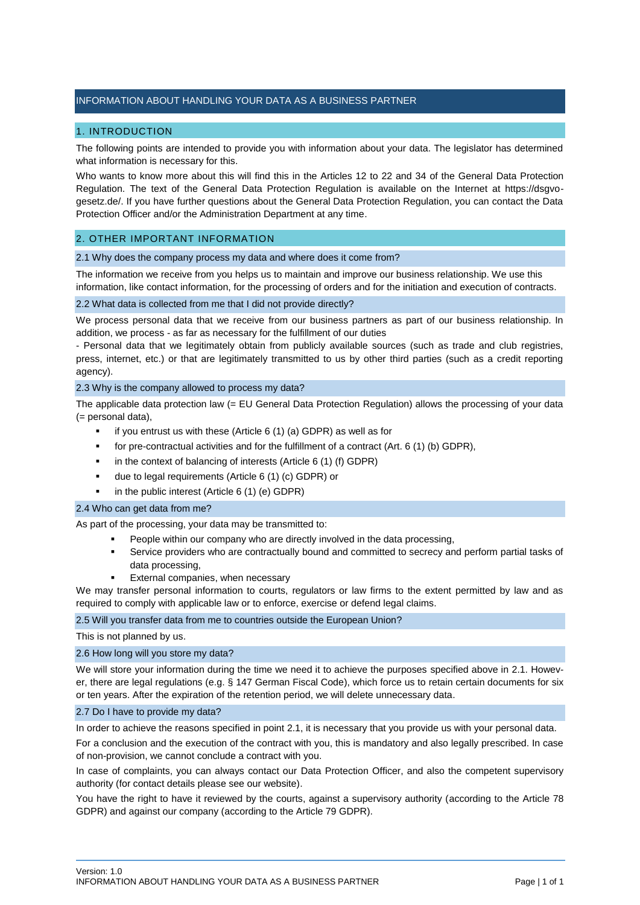# INFORMATION ABOUT HANDLING YOUR DATA AS A BUSINESS PARTNER

## 1. INTRODUCTION

The following points are intended to provide you with information about your data. The legislator has determined what information is necessary for this.

Who wants to know more about this will find this in the Articles 12 to 22 and 34 of the General Data Protection Regulation. The text of the General Data Protection Regulation is available on the Internet at https://dsgvo-gesetz.de/. If you have further questions about the General Data Protection Regulation, you can contact the Data Protection Officer and/or the Administration Department at any time.

## 2. OTHER IMPORTANT INFORMATION

### 2.1 Why does the company process my data and where does it come from?

The information we receive from you helps us to maintain and improve our business relationship. We use this information, like contact information, for the processing of orders and for the initiation and execution of contracts.

### 2.2 What data is collected from me that I did not provide directly?

We process personal data that we receive from our business partners as part of our business relationship. In addition, we process - as far as necessary for the fulfillment of our duties

- Personal data that we legitimately obtain from publicly available sources (such as trade and club registries, press, internet, etc.) or that are legitimately transmitted to us by other third parties (such as a credit reporting agency).

### 2.3 Why is the company allowed to process my data?

The applicable data protection law (= EU General Data Protection Regulation) allows the processing of your data (= personal data),

- if you entrust us with these (Article 6 (1) (a) GDPR) as well as for
- for pre-contractual activities and for the fulfillment of a contract (Art. 6 (1) (b) GDPR),
- in the context of balancing of interests (Article 6 (1) (f) GDPR)
- due to legal requirements (Article 6 (1) (c) GDPR) or
- in the public interest (Article 6 (1) (e) GDPR)

### 2.4 Who can get data from me?

As part of the processing, your data may be transmitted to:

- People within our company who are directly involved in the data processing,
- Service providers who are contractually bound and committed to secrecy and perform partial tasks of data processing,
- External companies, when necessary

We may transfer personal information to courts, regulators or law firms to the extent permitted by law and as required to comply with applicable law or to enforce, exercise or defend legal claims.

### 2.5 Will you transfer data from me to countries outside the European Union?

This is not planned by us.

### 2.6 How long will you store my data?

We will store your information during the time we need it to achieve the purposes specified above in 2.1. However, there are legal regulations (e.g. § 147 German Fiscal Code), which force us to retain certain documents for six or ten years. After the expiration of the retention period, we will delete unnecessary data.

### 2.7 Do I have to provide my data?

In order to achieve the reasons specified in point 2.1, it is necessary that you provide us with your personal data.

For a conclusion and the execution of the contract with you, this is mandatory and also legally prescribed. In case of non-provision, we cannot conclude a contract with you.

In case of complaints, you can always contact our Data Protection Officer, and also the competent supervisory authority (for contact details please see our website).

You have the right to have it reviewed by the courts, against a supervisory authority (according to the Article 78 GDPR) and against our company (according to the Article 79 GDPR).

Version: 1.0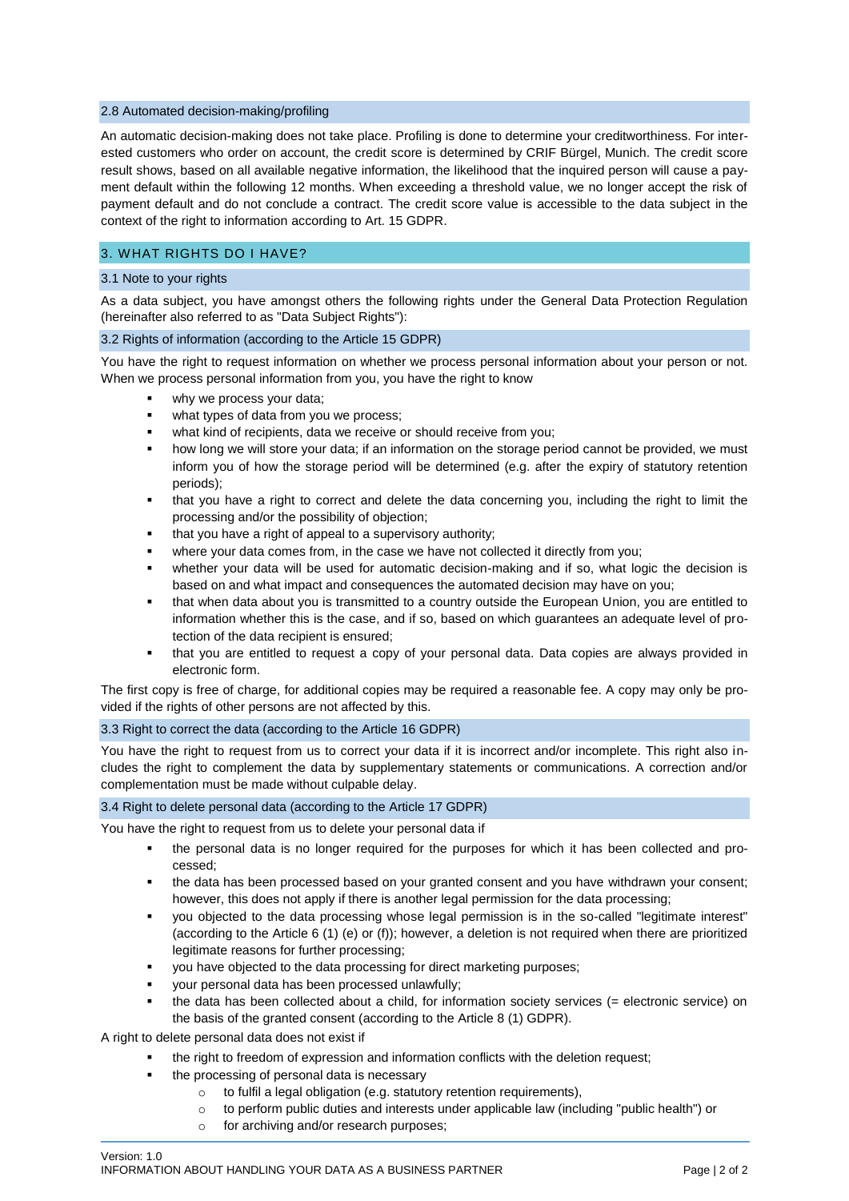### 2.8 Automated decision-making/profiling

An automatic decision-making does not take place. Profiling is done to determine your creditworthiness. For interested customers who order on account, the credit score is determined by CRIF Bürgel, Munich. The credit score result shows, based on all available negative information, the likelihood that the inquired person will cause a payment default within the following 12 months. When exceeding a threshold value, we no longer accept the risk of payment default and do not conclude a contract. The credit score value is accessible to the data subject in the context of the right to information according to Art. 15 GDPR.

## 3. WHAT RIGHTS DO I HAVE?

### 3.1 Note to your rights

As a data subject, you have amongst others the following rights under the General Data Protection Regulation (hereinafter also referred to as "Data Subject Rights"):

### 3.2 Rights of information (according to the Article 15 GDPR)

You have the right to request information on whether we process personal information about your person or not. When we process personal information from you, you have the right to know

- why we process your data;
- what types of data from you we process;
- what kind of recipients, data we receive or should receive from you;
- how long we will store your data; if an information on the storage period cannot be provided, we must inform you of how the storage period will be determined (e.g. after the expiry of statutory retention periods);
- that you have a right to correct and delete the data concerning you, including the right to limit the processing and/or the possibility of objection;
- that you have a right of appeal to a supervisory authority;
- where your data comes from, in the case we have not collected it directly from you;
- whether your data will be used for automatic decision-making and if so, what logic the decision is based on and what impact and consequences the automated decision may have on you;
- that when data about you is transmitted to a country outside the European Union, you are entitled to information whether this is the case, and if so, based on which guarantees an adequate level of protection of the data recipient is ensured;
- that you are entitled to request a copy of your personal data. Data copies are always provided in electronic form.

The first copy is free of charge, for additional copies may be required a reasonable fee. A copy may only be provided if the rights of other persons are not affected by this.

### 3.3 Right to correct the data (according to the Article 16 GDPR)

You have the right to request from us to correct your data if it is incorrect and/or incomplete. This right also includes the right to complement the data by supplementary statements or communications. A correction and/or complementation must be made without culpable delay.

### 3.4 Right to delete personal data (according to the Article 17 GDPR)

You have the right to request from us to delete your personal data if

- the personal data is no longer required for the purposes for which it has been collected and processed;
- the data has been processed based on your granted consent and you have withdrawn your consent; however, this does not apply if there is another legal permission for the data processing;
- you objected to the data processing whose legal permission is in the so-called "legitimate interest" (according to the Article 6 (1) (e) or (f)); however, a deletion is not required when there are prioritized legitimate reasons for further processing;
- you have objected to the data processing for direct marketing purposes;
- your personal data has been processed unlawfully;
- the data has been collected about a child, for information society services (= electronic service) on the basis of the granted consent (according to the Article 8 (1) GDPR).

A right to delete personal data does not exist if

- the right to freedom of expression and information conflicts with the deletion request;
- the processing of personal data is necessary
  - to fulfil a legal obligation (e.g. statutory retention requirements),
  - to perform public duties and interests under applicable law (including "public health") or
  - for archiving and/or research purposes;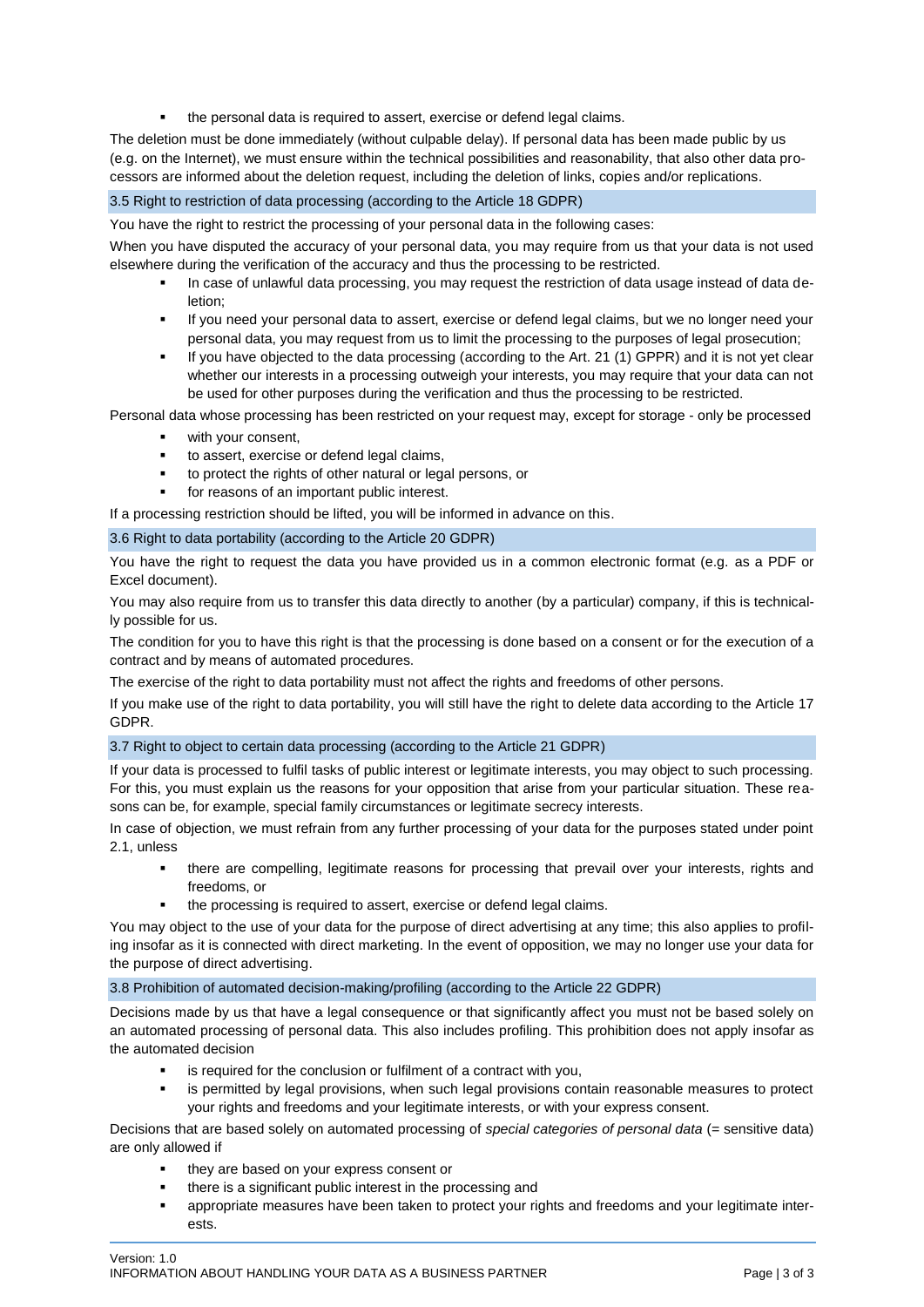- the personal data is required to assert, exercise or defend legal claims.

The deletion must be done immediately (without culpable delay). If personal data has been made public by us (e.g. on the Internet), we must ensure within the technical possibilities and reasonability, that also other data processors are informed about the deletion request, including the deletion of links, copies and/or replications.

### 3.5 Right to restriction of data processing (according to the Article 18 GDPR)

You have the right to restrict the processing of your personal data in the following cases:

When you have disputed the accuracy of your personal data, you may require from us that your data is not used elsewhere during the verification of the accuracy and thus the processing to be restricted.

- In case of unlawful data processing, you may request the restriction of data usage instead of data deletion;
- If you need your personal data to assert, exercise or defend legal claims, but we no longer need your personal data, you may request from us to limit the processing to the purposes of legal prosecution;
- If you have objected to the data processing (according to the Art. 21 (1) GPPR) and it is not yet clear whether our interests in a processing outweigh your interests, you may require that your data can not be used for other purposes during the verification and thus the processing to be restricted.

Personal data whose processing has been restricted on your request may, except for storage - only be processed

- with your consent,
- to assert, exercise or defend legal claims,
- to protect the rights of other natural or legal persons, or
- for reasons of an important public interest.

If a processing restriction should be lifted, you will be informed in advance on this.

### 3.6 Right to data portability (according to the Article 20 GDPR)

You have the right to request the data you have provided us in a common electronic format (e.g. as a PDF or Excel document).

You may also require from us to transfer this data directly to another (by a particular) company, if this is technically possible for us.

The condition for you to have this right is that the processing is done based on a consent or for the execution of a contract and by means of automated procedures.

The exercise of the right to data portability must not affect the rights and freedoms of other persons.

If you make use of the right to data portability, you will still have the right to delete data according to the Article 17 GDPR.

### 3.7 Right to object to certain data processing (according to the Article 21 GDPR)

If your data is processed to fulfil tasks of public interest or legitimate interests, you may object to such processing. For this, you must explain us the reasons for your opposition that arise from your particular situation. These reasons can be, for example, special family circumstances or legitimate secrecy interests.

In case of objection, we must refrain from any further processing of your data for the purposes stated under point 2.1, unless

- there are compelling, legitimate reasons for processing that prevail over your interests, rights and freedoms, or
- the processing is required to assert, exercise or defend legal claims.

You may object to the use of your data for the purpose of direct advertising at any time; this also applies to profiling insofar as it is connected with direct marketing. In the event of opposition, we may no longer use your data for the purpose of direct advertising.

### 3.8 Prohibition of automated decision-making/profiling (according to the Article 22 GDPR)

Decisions made by us that have a legal consequence or that significantly affect you must not be based solely on an automated processing of personal data. This also includes profiling. This prohibition does not apply insofar as the automated decision

- is required for the conclusion or fulfilment of a contract with you,
- is permitted by legal provisions, when such legal provisions contain reasonable measures to protect your rights and freedoms and your legitimate interests, or with your express consent.

Decisions that are based solely on automated processing of *special categories of personal data* (= sensitive data) are only allowed if

- they are based on your express consent or
- there is a significant public interest in the processing and
- appropriate measures have been taken to protect your rights and freedoms and your legitimate interests.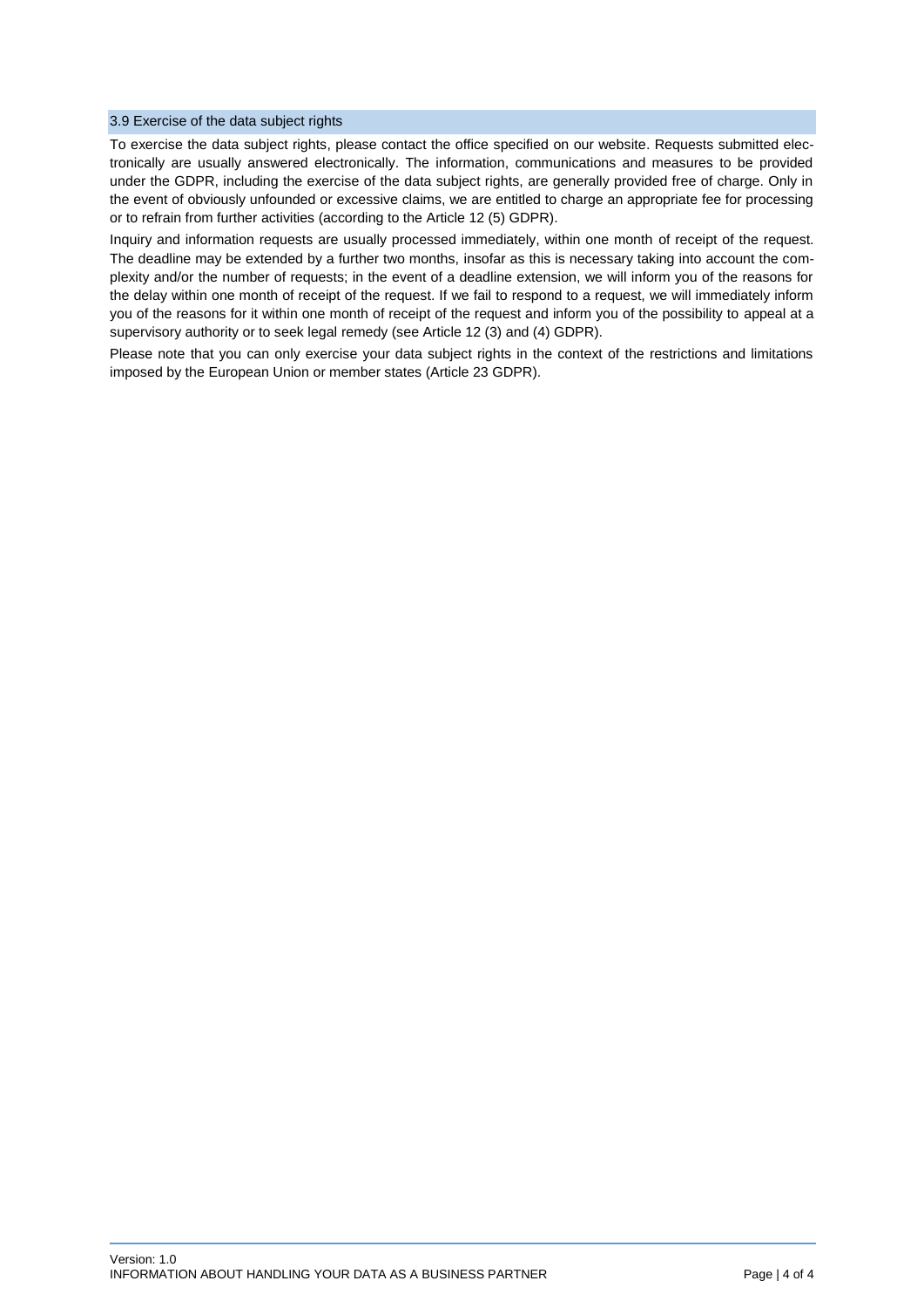### 3.9 Exercise of the data subject rights

To exercise the data subject rights, please contact the office specified on our website. Requests submitted electronically are usually answered electronically. The information, communications and measures to be provided under the GDPR, including the exercise of the data subject rights, are generally provided free of charge. Only in the event of obviously unfounded or excessive claims, we are entitled to charge an appropriate fee for processing or to refrain from further activities (according to the Article 12 (5) GDPR).

Inquiry and information requests are usually processed immediately, within one month of receipt of the request. The deadline may be extended by a further two months, insofar as this is necessary taking into account the complexity and/or the number of requests; in the event of a deadline extension, we will inform you of the reasons for the delay within one month of receipt of the request. If we fail to respond to a request, we will immediately inform you of the reasons for it within one month of receipt of the request and inform you of the possibility to appeal at a supervisory authority or to seek legal remedy (see Article 12 (3) and (4) GDPR).

Please note that you can only exercise your data subject rights in the context of the restrictions and limitations imposed by the European Union or member states (Article 23 GDPR).